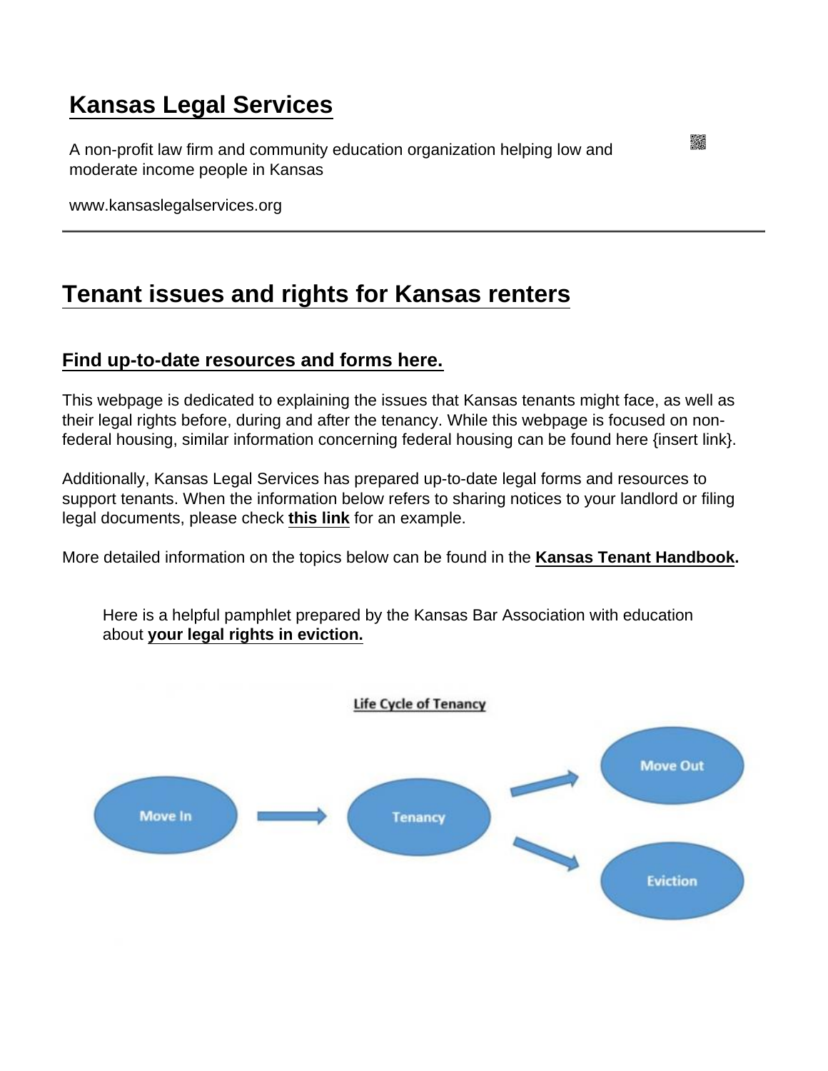# Kansas Legal Services

A non-profit law firm and community education organization helping low and moderate income people in Kansas

www.kansaslegalservices.org

---

## Tenant issues and rights for Kansas renters

### Find up-to-date resources and forms here.

This webpage is dedicated to explaining the issues that Kansas tenants might face, as well as their legal rights before, during and after the tenancy. While this webpage is focused on non-federal housing, similar information concerning federal housing can be found here {insert link}.

Additionally, Kansas Legal Services has prepared up-to-date legal forms and resources to support tenants. When the information below refers to sharing notices to your landlord or filing legal documents, please check **this link** for an example.

More detailed information on the topics below can be found in the **Kansas Tenant Handbook.**

> Here is a helpful pamphlet prepared by the Kansas Bar Association with education about **your legal rights in eviction.**

**Life Cycle of Tenancy**

Move In → Tenancy → Move Out / Eviction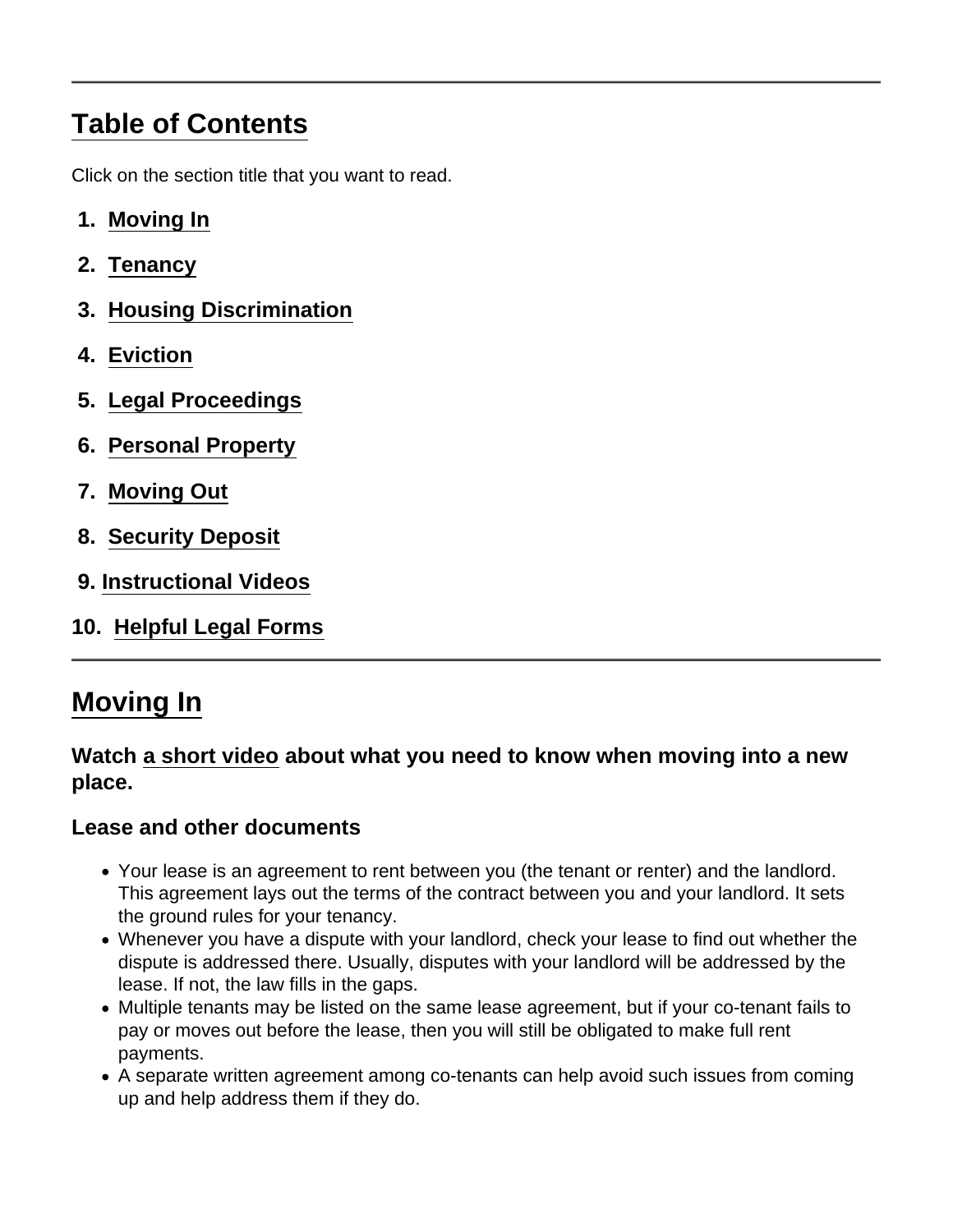## Table of Contents

Click on the section title that you want to read.

1. Moving In
2. Tenancy
3. Housing Discrimination
4. Eviction
5. Legal Proceedings
6. Personal Property
7. Moving Out
8. Security Deposit
9. Instructional Videos
10. Helpful Legal Forms

---

## Moving In

**Watch a short video about what you need to know when moving into a new place.**

### Lease and other documents

- Your lease is an agreement to rent between you (the tenant or renter) and the landlord. This agreement lays out the terms of the contract between you and your landlord. It sets the ground rules for your tenancy.
- Whenever you have a dispute with your landlord, check your lease to find out whether the dispute is addressed there. Usually, disputes with your landlord will be addressed by the lease. If not, the law fills in the gaps.
- Multiple tenants may be listed on the same lease agreement, but if your co-tenant fails to pay or moves out before the lease, then you will still be obligated to make full rent payments.
- A separate written agreement among co-tenants can help avoid such issues from coming up and help address them if they do.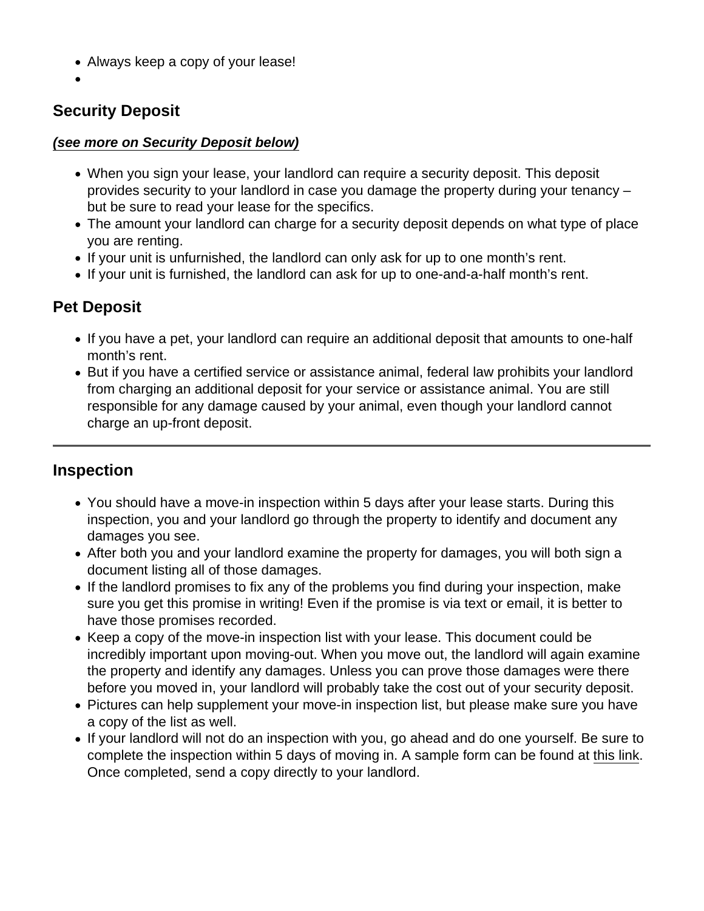- Always keep a copy of your lease!
-

## Security Deposit

***(see more on Security Deposit below)***

- When you sign your lease, your landlord can require a security deposit. This deposit provides security to your landlord in case you damage the property during your tenancy – but be sure to read your lease for the specifics.
- The amount your landlord can charge for a security deposit depends on what type of place you are renting.
- If your unit is unfurnished, the landlord can only ask for up to one month's rent.
- If your unit is furnished, the landlord can ask for up to one-and-a-half month's rent.

## Pet Deposit

- If you have a pet, your landlord can require an additional deposit that amounts to one-half month's rent.
- But if you have a certified service or assistance animal, federal law prohibits your landlord from charging an additional deposit for your service or assistance animal. You are still responsible for any damage caused by your animal, even though your landlord cannot charge an up-front deposit.

---

## Inspection

- You should have a move-in inspection within 5 days after your lease starts. During this inspection, you and your landlord go through the property to identify and document any damages you see.
- After both you and your landlord examine the property for damages, you will both sign a document listing all of those damages.
- If the landlord promises to fix any of the problems you find during your inspection, make sure you get this promise in writing! Even if the promise is via text or email, it is better to have those promises recorded.
- Keep a copy of the move-in inspection list with your lease. This document could be incredibly important upon moving-out. When you move out, the landlord will again examine the property and identify any damages. Unless you can prove those damages were there before you moved in, your landlord will probably take the cost out of your security deposit.
- Pictures can help supplement your move-in inspection list, but please make sure you have a copy of the list as well.
- If your landlord will not do an inspection with you, go ahead and do one yourself. Be sure to complete the inspection within 5 days of moving in. A sample form can be found at this link. Once completed, send a copy directly to your landlord.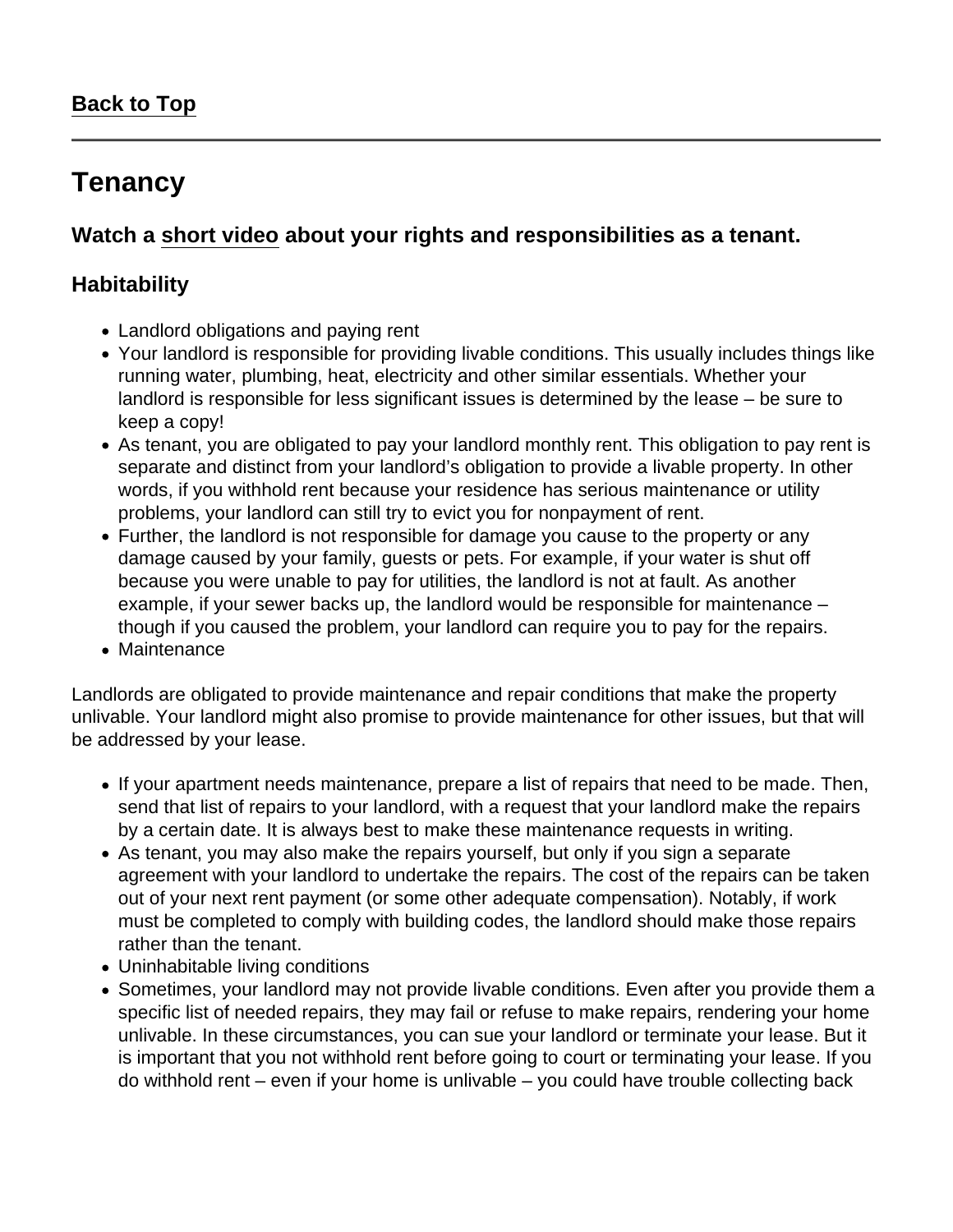Back to Top

---

# Tenancy

### Watch a short video about your rights and responsibilities as a tenant.

### Habitability

- Landlord obligations and paying rent
- Your landlord is responsible for providing livable conditions. This usually includes things like running water, plumbing, heat, electricity and other similar essentials. Whether your landlord is responsible for less significant issues is determined by the lease – be sure to keep a copy!
- As tenant, you are obligated to pay your landlord monthly rent. This obligation to pay rent is separate and distinct from your landlord's obligation to provide a livable property. In other words, if you withhold rent because your residence has serious maintenance or utility problems, your landlord can still try to evict you for nonpayment of rent.
- Further, the landlord is not responsible for damage you cause to the property or any damage caused by your family, guests or pets. For example, if your water is shut off because you were unable to pay for utilities, the landlord is not at fault. As another example, if your sewer backs up, the landlord would be responsible for maintenance – though if you caused the problem, your landlord can require you to pay for the repairs.
- Maintenance

Landlords are obligated to provide maintenance and repair conditions that make the property unlivable. Your landlord might also promise to provide maintenance for other issues, but that will be addressed by your lease.

- If your apartment needs maintenance, prepare a list of repairs that need to be made. Then, send that list of repairs to your landlord, with a request that your landlord make the repairs by a certain date. It is always best to make these maintenance requests in writing.
- As tenant, you may also make the repairs yourself, but only if you sign a separate agreement with your landlord to undertake the repairs. The cost of the repairs can be taken out of your next rent payment (or some other adequate compensation). Notably, if work must be completed to comply with building codes, the landlord should make those repairs rather than the tenant.
- Uninhabitable living conditions
- Sometimes, your landlord may not provide livable conditions. Even after you provide them a specific list of needed repairs, they may fail or refuse to make repairs, rendering your home unlivable. In these circumstances, you can sue your landlord or terminate your lease. But it is important that you not withhold rent before going to court or terminating your lease. If you do withhold rent – even if your home is unlivable – you could have trouble collecting back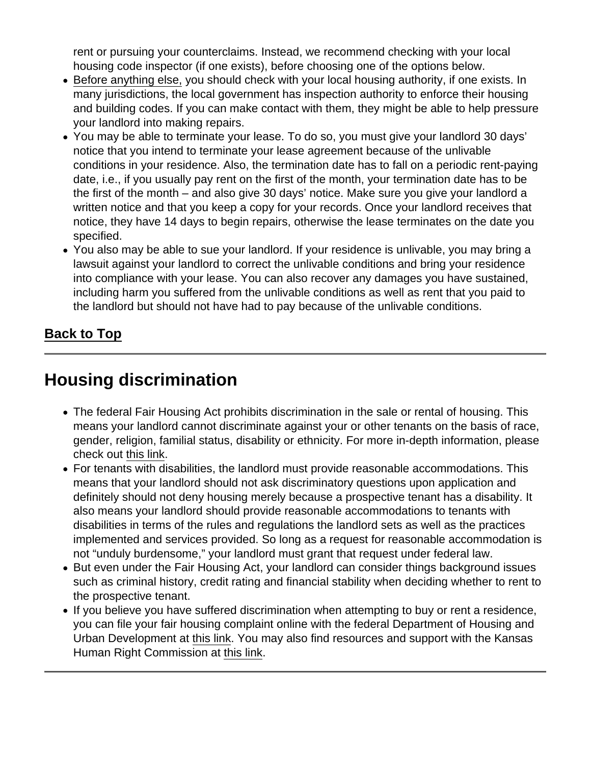rent or pursuing your counterclaims. Instead, we recommend checking with your local housing code inspector (if one exists), before choosing one of the options below.

- Before anything else, you should check with your local housing authority, if one exists. In many jurisdictions, the local government has inspection authority to enforce their housing and building codes. If you can make contact with them, they might be able to help pressure your landlord into making repairs.
- You may be able to terminate your lease. To do so, you must give your landlord 30 days' notice that you intend to terminate your lease agreement because of the unlivable conditions in your residence. Also, the termination date has to fall on a periodic rent-paying date, i.e., if you usually pay rent on the first of the month, your termination date has to be the first of the month – and also give 30 days' notice. Make sure you give your landlord a written notice and that you keep a copy for your records. Once your landlord receives that notice, they have 14 days to begin repairs, otherwise the lease terminates on the date you specified.
- You also may be able to sue your landlord. If your residence is unlivable, you may bring a lawsuit against your landlord to correct the unlivable conditions and bring your residence into compliance with your lease. You can also recover any damages you have sustained, including harm you suffered from the unlivable conditions as well as rent that you paid to the landlord but should not have had to pay because of the unlivable conditions.

Back to Top

---

## Housing discrimination

- The federal Fair Housing Act prohibits discrimination in the sale or rental of housing. This means your landlord cannot discriminate against your or other tenants on the basis of race, gender, religion, familial status, disability or ethnicity. For more in-depth information, please check out this link.
- For tenants with disabilities, the landlord must provide reasonable accommodations. This means that your landlord should not ask discriminatory questions upon application and definitely should not deny housing merely because a prospective tenant has a disability. It also means your landlord should provide reasonable accommodations to tenants with disabilities in terms of the rules and regulations the landlord sets as well as the practices implemented and services provided. So long as a request for reasonable accommodation is not "unduly burdensome," your landlord must grant that request under federal law.
- But even under the Fair Housing Act, your landlord can consider things background issues such as criminal history, credit rating and financial stability when deciding whether to rent to the prospective tenant.
- If you believe you have suffered discrimination when attempting to buy or rent a residence, you can file your fair housing complaint online with the federal Department of Housing and Urban Development at this link. You may also find resources and support with the Kansas Human Right Commission at this link.

---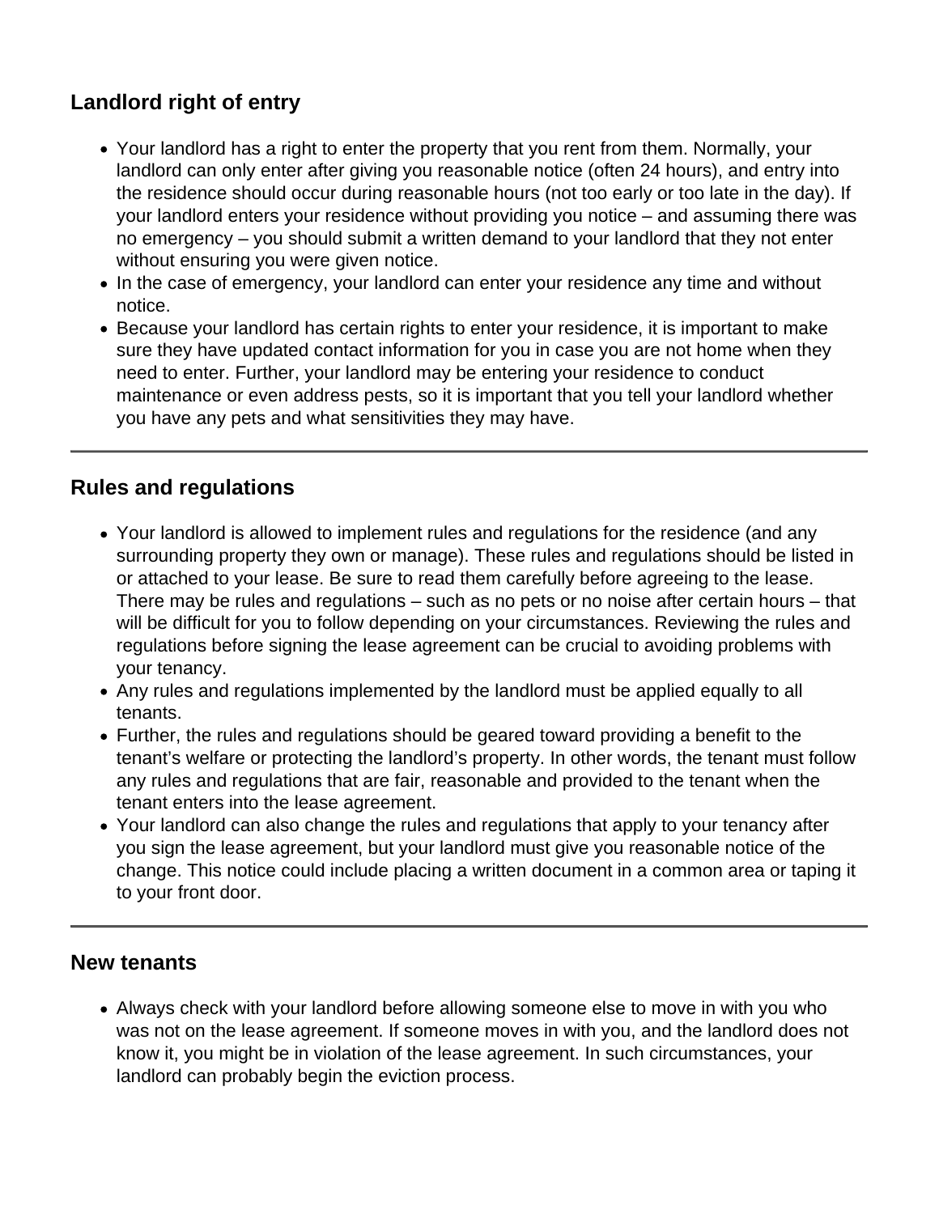## Landlord right of entry

- Your landlord has a right to enter the property that you rent from them. Normally, your landlord can only enter after giving you reasonable notice (often 24 hours), and entry into the residence should occur during reasonable hours (not too early or too late in the day). If your landlord enters your residence without providing you notice – and assuming there was no emergency – you should submit a written demand to your landlord that they not enter without ensuring you were given notice.
- In the case of emergency, your landlord can enter your residence any time and without notice.
- Because your landlord has certain rights to enter your residence, it is important to make sure they have updated contact information for you in case you are not home when they need to enter. Further, your landlord may be entering your residence to conduct maintenance or even address pests, so it is important that you tell your landlord whether you have any pets and what sensitivities they may have.

---

## Rules and regulations

- Your landlord is allowed to implement rules and regulations for the residence (and any surrounding property they own or manage). These rules and regulations should be listed in or attached to your lease. Be sure to read them carefully before agreeing to the lease. There may be rules and regulations – such as no pets or no noise after certain hours – that will be difficult for you to follow depending on your circumstances. Reviewing the rules and regulations before signing the lease agreement can be crucial to avoiding problems with your tenancy.
- Any rules and regulations implemented by the landlord must be applied equally to all tenants.
- Further, the rules and regulations should be geared toward providing a benefit to the tenant's welfare or protecting the landlord's property. In other words, the tenant must follow any rules and regulations that are fair, reasonable and provided to the tenant when the tenant enters into the lease agreement.
- Your landlord can also change the rules and regulations that apply to your tenancy after you sign the lease agreement, but your landlord must give you reasonable notice of the change. This notice could include placing a written document in a common area or taping it to your front door.

---

## New tenants

- Always check with your landlord before allowing someone else to move in with you who was not on the lease agreement. If someone moves in with you, and the landlord does not know it, you might be in violation of the lease agreement. In such circumstances, your landlord can probably begin the eviction process.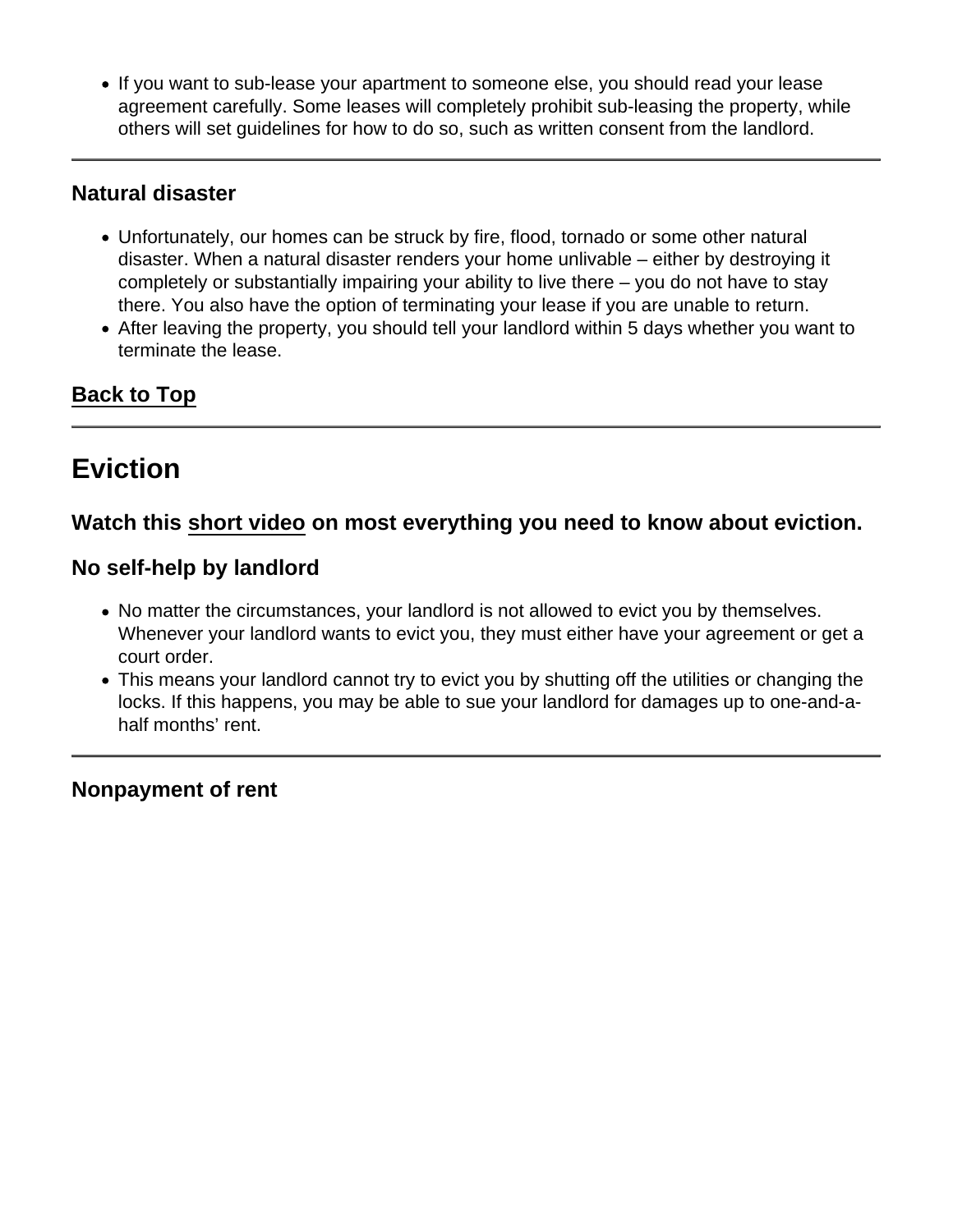- If you want to sub-lease your apartment to someone else, you should read your lease agreement carefully. Some leases will completely prohibit sub-leasing the property, while others will set guidelines for how to do so, such as written consent from the landlord.

---

### Natural disaster

- Unfortunately, our homes can be struck by fire, flood, tornado or some other natural disaster. When a natural disaster renders your home unlivable – either by destroying it completely or substantially impairing your ability to live there – you do not have to stay there. You also have the option of terminating your lease if you are unable to return.
- After leaving the property, you should tell your landlord within 5 days whether you want to terminate the lease.

**Back to Top**

---

## Eviction

### Watch this short video on most everything you need to know about eviction.

### No self-help by landlord

- No matter the circumstances, your landlord is not allowed to evict you by themselves. Whenever your landlord wants to evict you, they must either have your agreement or get a court order.
- This means your landlord cannot try to evict you by shutting off the utilities or changing the locks. If this happens, you may be able to sue your landlord for damages up to one-and-a-half months' rent.

---

### Nonpayment of rent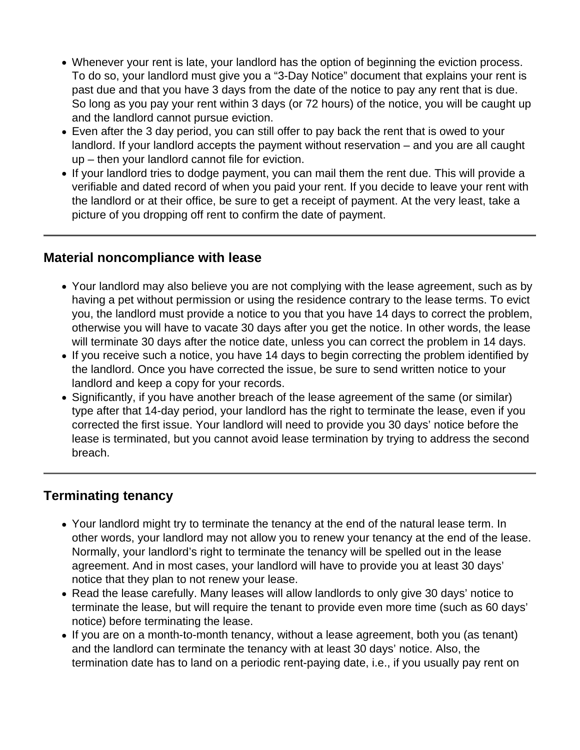- Whenever your rent is late, your landlord has the option of beginning the eviction process. To do so, your landlord must give you a “3-Day Notice” document that explains your rent is past due and that you have 3 days from the date of the notice to pay any rent that is due. So long as you pay your rent within 3 days (or 72 hours) of the notice, you will be caught up and the landlord cannot pursue eviction.
- Even after the 3 day period, you can still offer to pay back the rent that is owed to your landlord. If your landlord accepts the payment without reservation – and you are all caught up – then your landlord cannot file for eviction.
- If your landlord tries to dodge payment, you can mail them the rent due. This will provide a verifiable and dated record of when you paid your rent. If you decide to leave your rent with the landlord or at their office, be sure to get a receipt of payment. At the very least, take a picture of you dropping off rent to confirm the date of payment.

---

### Material noncompliance with lease

- Your landlord may also believe you are not complying with the lease agreement, such as by having a pet without permission or using the residence contrary to the lease terms. To evict you, the landlord must provide a notice to you that you have 14 days to correct the problem, otherwise you will have to vacate 30 days after you get the notice. In other words, the lease will terminate 30 days after the notice date, unless you can correct the problem in 14 days.
- If you receive such a notice, you have 14 days to begin correcting the problem identified by the landlord. Once you have corrected the issue, be sure to send written notice to your landlord and keep a copy for your records.
- Significantly, if you have another breach of the lease agreement of the same (or similar) type after that 14-day period, your landlord has the right to terminate the lease, even if you corrected the first issue. Your landlord will need to provide you 30 days’ notice before the lease is terminated, but you cannot avoid lease termination by trying to address the second breach.

---

### Terminating tenancy

- Your landlord might try to terminate the tenancy at the end of the natural lease term. In other words, your landlord may not allow you to renew your tenancy at the end of the lease. Normally, your landlord’s right to terminate the tenancy will be spelled out in the lease agreement. And in most cases, your landlord will have to provide you at least 30 days’ notice that they plan to not renew your lease.
- Read the lease carefully. Many leases will allow landlords to only give 30 days’ notice to terminate the lease, but will require the tenant to provide even more time (such as 60 days’ notice) before terminating the lease.
- If you are on a month-to-month tenancy, without a lease agreement, both you (as tenant) and the landlord can terminate the tenancy with at least 30 days’ notice. Also, the termination date has to land on a periodic rent-paying date, i.e., if you usually pay rent on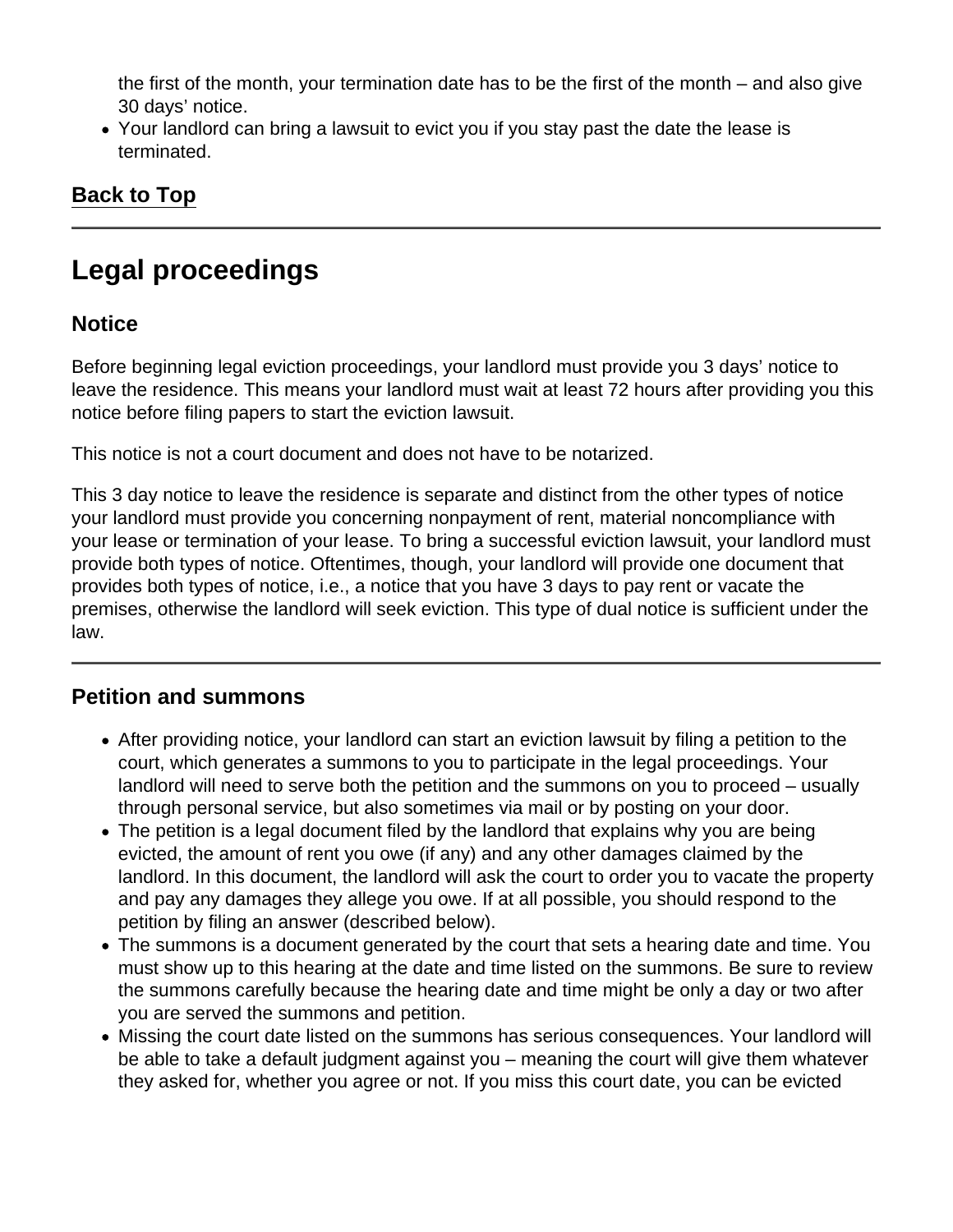the first of the month, your termination date has to be the first of the month – and also give 30 days' notice.

- Your landlord can bring a lawsuit to evict you if you stay past the date the lease is terminated.

Back to Top

---

# Legal proceedings

## Notice

Before beginning legal eviction proceedings, your landlord must provide you 3 days' notice to leave the residence. This means your landlord must wait at least 72 hours after providing you this notice before filing papers to start the eviction lawsuit.

This notice is not a court document and does not have to be notarized.

This 3 day notice to leave the residence is separate and distinct from the other types of notice your landlord must provide you concerning nonpayment of rent, material noncompliance with your lease or termination of your lease. To bring a successful eviction lawsuit, your landlord must provide both types of notice. Oftentimes, though, your landlord will provide one document that provides both types of notice, i.e., a notice that you have 3 days to pay rent or vacate the premises, otherwise the landlord will seek eviction. This type of dual notice is sufficient under the law.

---

## Petition and summons

- After providing notice, your landlord can start an eviction lawsuit by filing a petition to the court, which generates a summons to you to participate in the legal proceedings. Your landlord will need to serve both the petition and the summons on you to proceed – usually through personal service, but also sometimes via mail or by posting on your door.
- The petition is a legal document filed by the landlord that explains why you are being evicted, the amount of rent you owe (if any) and any other damages claimed by the landlord. In this document, the landlord will ask the court to order you to vacate the property and pay any damages they allege you owe. If at all possible, you should respond to the petition by filing an answer (described below).
- The summons is a document generated by the court that sets a hearing date and time. You must show up to this hearing at the date and time listed on the summons. Be sure to review the summons carefully because the hearing date and time might be only a day or two after you are served the summons and petition.
- Missing the court date listed on the summons has serious consequences. Your landlord will be able to take a default judgment against you – meaning the court will give them whatever they asked for, whether you agree or not. If you miss this court date, you can be evicted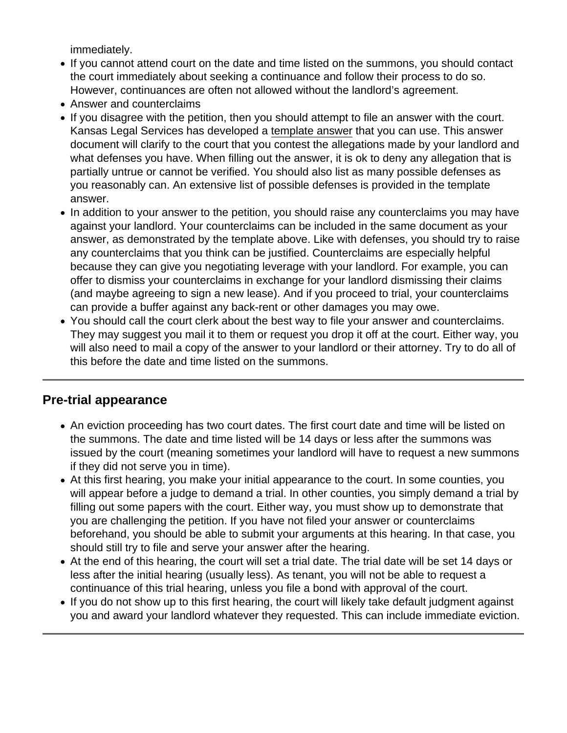immediately.

- If you cannot attend court on the date and time listed on the summons, you should contact the court immediately about seeking a continuance and follow their process to do so. However, continuances are often not allowed without the landlord's agreement.
- Answer and counterclaims
- If you disagree with the petition, then you should attempt to file an answer with the court. Kansas Legal Services has developed a template answer that you can use. This answer document will clarify to the court that you contest the allegations made by your landlord and what defenses you have. When filling out the answer, it is ok to deny any allegation that is partially untrue or cannot be verified. You should also list as many possible defenses as you reasonably can. An extensive list of possible defenses is provided in the template answer.
- In addition to your answer to the petition, you should raise any counterclaims you may have against your landlord. Your counterclaims can be included in the same document as your answer, as demonstrated by the template above. Like with defenses, you should try to raise any counterclaims that you think can be justified. Counterclaims are especially helpful because they can give you negotiating leverage with your landlord. For example, you can offer to dismiss your counterclaims in exchange for your landlord dismissing their claims (and maybe agreeing to sign a new lease). And if you proceed to trial, your counterclaims can provide a buffer against any back-rent or other damages you may owe.
- You should call the court clerk about the best way to file your answer and counterclaims. They may suggest you mail it to them or request you drop it off at the court. Either way, you will also need to mail a copy of the answer to your landlord or their attorney. Try to do all of this before the date and time listed on the summons.

---

## Pre-trial appearance

- An eviction proceeding has two court dates. The first court date and time will be listed on the summons. The date and time listed will be 14 days or less after the summons was issued by the court (meaning sometimes your landlord will have to request a new summons if they did not serve you in time).
- At this first hearing, you make your initial appearance to the court. In some counties, you will appear before a judge to demand a trial. In other counties, you simply demand a trial by filling out some papers with the court. Either way, you must show up to demonstrate that you are challenging the petition. If you have not filed your answer or counterclaims beforehand, you should be able to submit your arguments at this hearing. In that case, you should still try to file and serve your answer after the hearing.
- At the end of this hearing, the court will set a trial date. The trial date will be set 14 days or less after the initial hearing (usually less). As tenant, you will not be able to request a continuance of this trial hearing, unless you file a bond with approval of the court.
- If you do not show up to this first hearing, the court will likely take default judgment against you and award your landlord whatever they requested. This can include immediate eviction.

---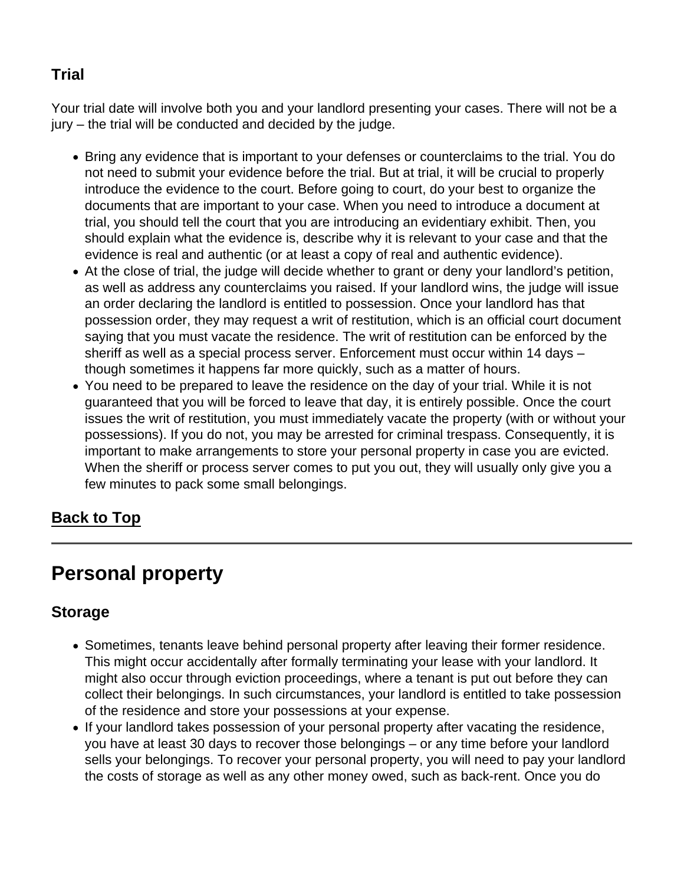### Trial

Your trial date will involve both you and your landlord presenting your cases. There will not be a jury – the trial will be conducted and decided by the judge.

- Bring any evidence that is important to your defenses or counterclaims to the trial. You do not need to submit your evidence before the trial. But at trial, it will be crucial to properly introduce the evidence to the court. Before going to court, do your best to organize the documents that are important to your case. When you need to introduce a document at trial, you should tell the court that you are introducing an evidentiary exhibit. Then, you should explain what the evidence is, describe why it is relevant to your case and that the evidence is real and authentic (or at least a copy of real and authentic evidence).
- At the close of trial, the judge will decide whether to grant or deny your landlord's petition, as well as address any counterclaims you raised. If your landlord wins, the judge will issue an order declaring the landlord is entitled to possession. Once your landlord has that possession order, they may request a writ of restitution, which is an official court document saying that you must vacate the residence. The writ of restitution can be enforced by the sheriff as well as a special process server. Enforcement must occur within 14 days – though sometimes it happens far more quickly, such as a matter of hours.
- You need to be prepared to leave the residence on the day of your trial. While it is not guaranteed that you will be forced to leave that day, it is entirely possible. Once the court issues the writ of restitution, you must immediately vacate the property (with or without your possessions). If you do not, you may be arrested for criminal trespass. Consequently, it is important to make arrangements to store your personal property in case you are evicted. When the sheriff or process server comes to put you out, they will usually only give you a few minutes to pack some small belongings.

**Back to Top**

---

## Personal property

### Storage

- Sometimes, tenants leave behind personal property after leaving their former residence. This might occur accidentally after formally terminating your lease with your landlord. It might also occur through eviction proceedings, where a tenant is put out before they can collect their belongings. In such circumstances, your landlord is entitled to take possession of the residence and store your possessions at your expense.
- If your landlord takes possession of your personal property after vacating the residence, you have at least 30 days to recover those belongings – or any time before your landlord sells your belongings. To recover your personal property, you will need to pay your landlord the costs of storage as well as any other money owed, such as back-rent. Once you do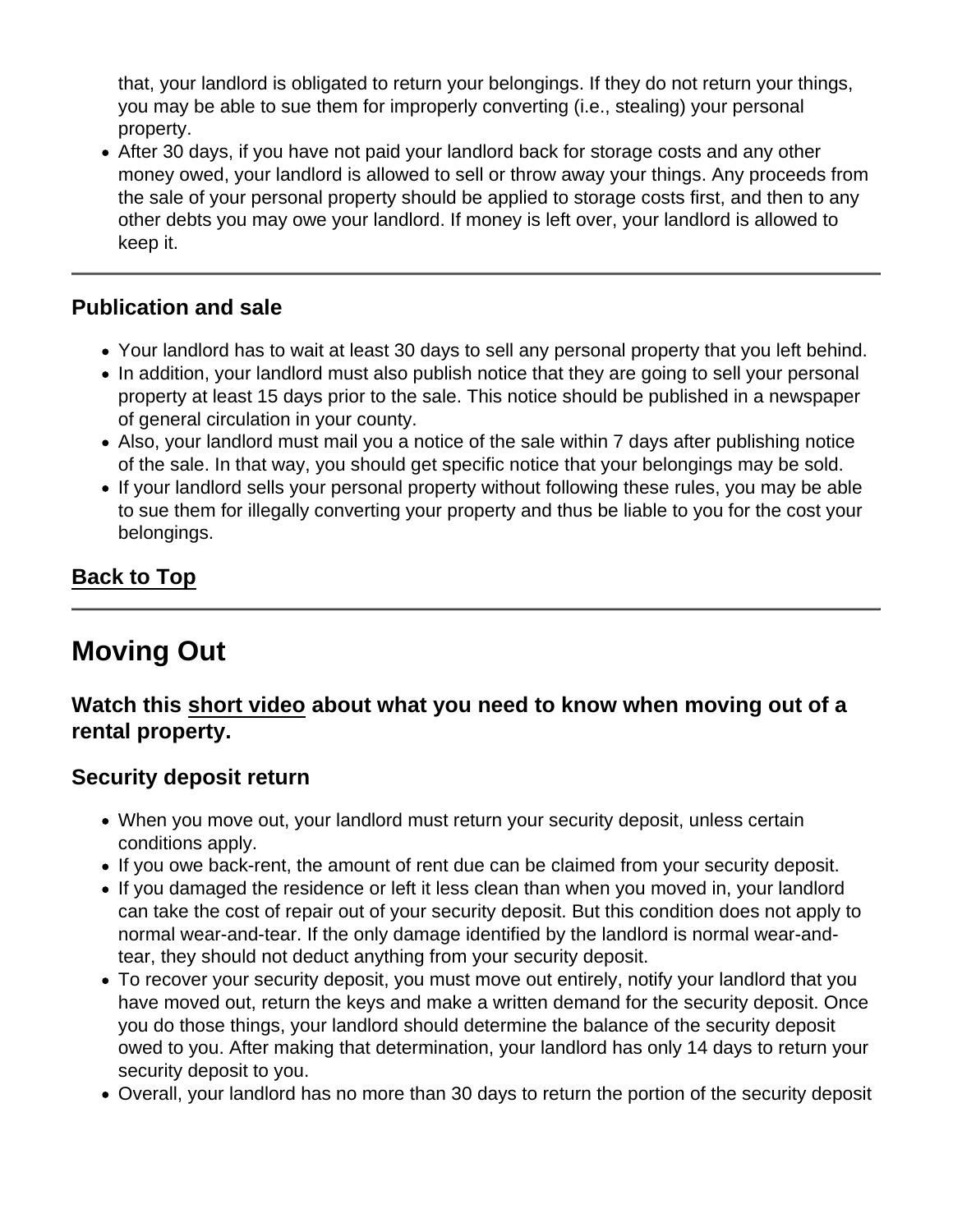that, your landlord is obligated to return your belongings. If they do not return your things, you may be able to sue them for improperly converting (i.e., stealing) your personal property.

- After 30 days, if you have not paid your landlord back for storage costs and any other money owed, your landlord is allowed to sell or throw away your things. Any proceeds from the sale of your personal property should be applied to storage costs first, and then to any other debts you may owe your landlord. If money is left over, your landlord is allowed to keep it.

---

### Publication and sale

- Your landlord has to wait at least 30 days to sell any personal property that you left behind.
- In addition, your landlord must also publish notice that they are going to sell your personal property at least 15 days prior to the sale. This notice should be published in a newspaper of general circulation in your county.
- Also, your landlord must mail you a notice of the sale within 7 days after publishing notice of the sale. In that way, you should get specific notice that your belongings may be sold.
- If your landlord sells your personal property without following these rules, you may be able to sue them for illegally converting your property and thus be liable to you for the cost your belongings.

**Back to Top**

---

## Moving Out

### Watch this short video about what you need to know when moving out of a rental property.

### Security deposit return

- When you move out, your landlord must return your security deposit, unless certain conditions apply.
- If you owe back-rent, the amount of rent due can be claimed from your security deposit.
- If you damaged the residence or left it less clean than when you moved in, your landlord can take the cost of repair out of your security deposit. But this condition does not apply to normal wear-and-tear. If the only damage identified by the landlord is normal wear-and-tear, they should not deduct anything from your security deposit.
- To recover your security deposit, you must move out entirely, notify your landlord that you have moved out, return the keys and make a written demand for the security deposit. Once you do those things, your landlord should determine the balance of the security deposit owed to you. After making that determination, your landlord has only 14 days to return your security deposit to you.
- Overall, your landlord has no more than 30 days to return the portion of the security deposit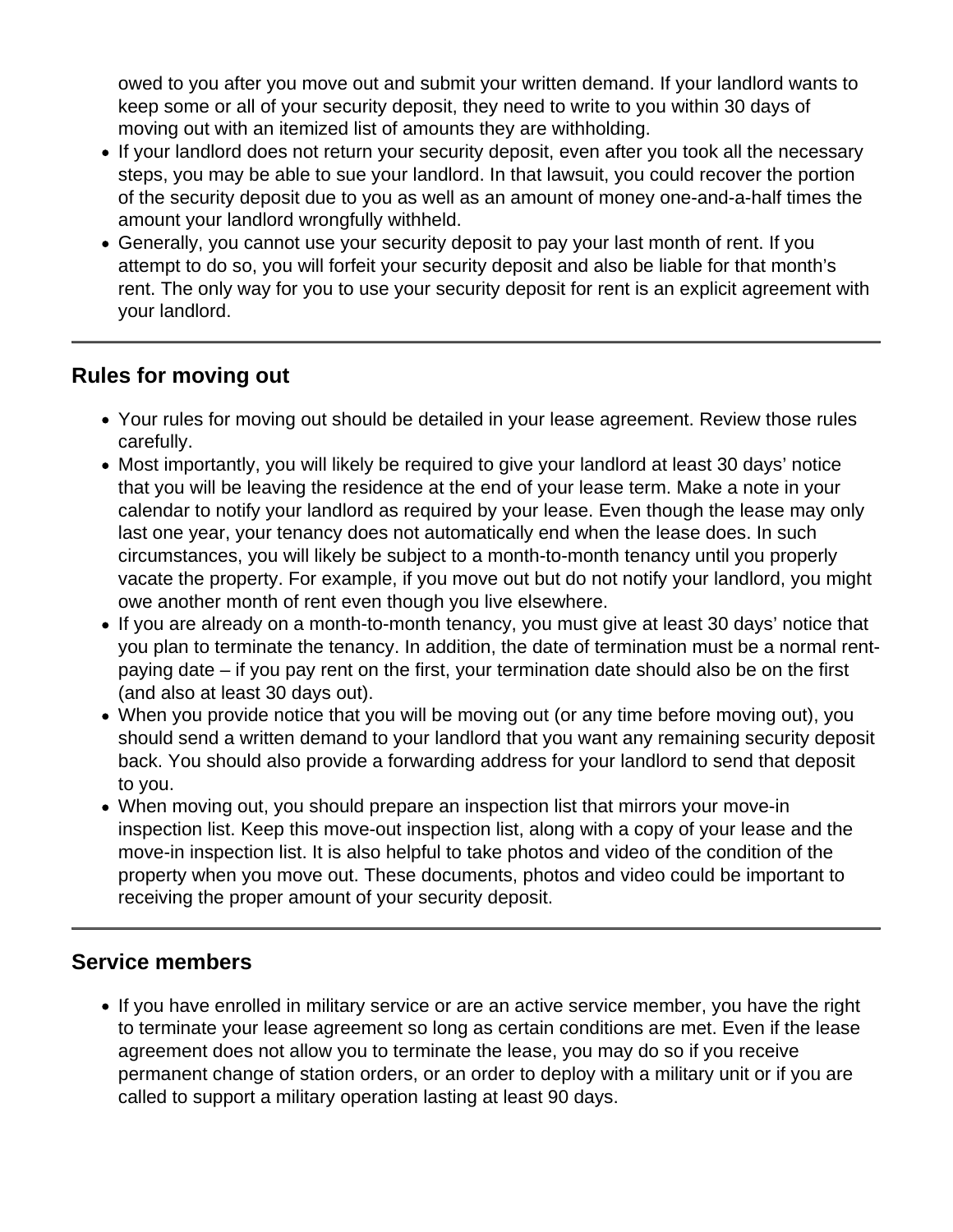owed to you after you move out and submit your written demand. If your landlord wants to keep some or all of your security deposit, they need to write to you within 30 days of moving out with an itemized list of amounts they are withholding.

- If your landlord does not return your security deposit, even after you took all the necessary steps, you may be able to sue your landlord. In that lawsuit, you could recover the portion of the security deposit due to you as well as an amount of money one-and-a-half times the amount your landlord wrongfully withheld.
- Generally, you cannot use your security deposit to pay your last month of rent. If you attempt to do so, you will forfeit your security deposit and also be liable for that month's rent. The only way for you to use your security deposit for rent is an explicit agreement with your landlord.

---

## Rules for moving out

- Your rules for moving out should be detailed in your lease agreement. Review those rules carefully.
- Most importantly, you will likely be required to give your landlord at least 30 days' notice that you will be leaving the residence at the end of your lease term. Make a note in your calendar to notify your landlord as required by your lease. Even though the lease may only last one year, your tenancy does not automatically end when the lease does. In such circumstances, you will likely be subject to a month-to-month tenancy until you properly vacate the property. For example, if you move out but do not notify your landlord, you might owe another month of rent even though you live elsewhere.
- If you are already on a month-to-month tenancy, you must give at least 30 days' notice that you plan to terminate the tenancy. In addition, the date of termination must be a normal rent-paying date – if you pay rent on the first, your termination date should also be on the first (and also at least 30 days out).
- When you provide notice that you will be moving out (or any time before moving out), you should send a written demand to your landlord that you want any remaining security deposit back. You should also provide a forwarding address for your landlord to send that deposit to you.
- When moving out, you should prepare an inspection list that mirrors your move-in inspection list. Keep this move-out inspection list, along with a copy of your lease and the move-in inspection list. It is also helpful to take photos and video of the condition of the property when you move out. These documents, photos and video could be important to receiving the proper amount of your security deposit.

---

## Service members

- If you have enrolled in military service or are an active service member, you have the right to terminate your lease agreement so long as certain conditions are met. Even if the lease agreement does not allow you to terminate the lease, you may do so if you receive permanent change of station orders, or an order to deploy with a military unit or if you are called to support a military operation lasting at least 90 days.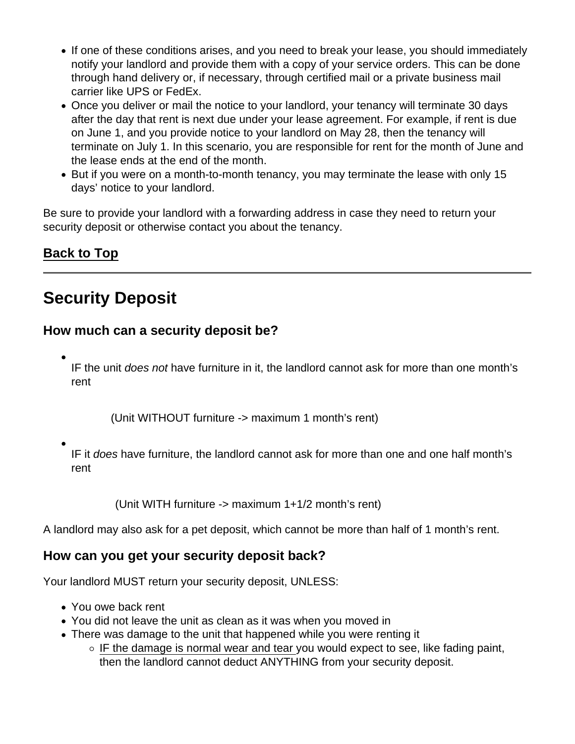- If one of these conditions arises, and you need to break your lease, you should immediately notify your landlord and provide them with a copy of your service orders. This can be done through hand delivery or, if necessary, through certified mail or a private business mail carrier like UPS or FedEx.
- Once you deliver or mail the notice to your landlord, your tenancy will terminate 30 days after the day that rent is next due under your lease agreement. For example, if rent is due on June 1, and you provide notice to your landlord on May 28, then the tenancy will terminate on July 1. In this scenario, you are responsible for rent for the month of June and the lease ends at the end of the month.
- But if you were on a month-to-month tenancy, you may terminate the lease with only 15 days' notice to your landlord.

Be sure to provide your landlord with a forwarding address in case they need to return your security deposit or otherwise contact you about the tenancy.

[Back to Top]

---

# Security Deposit

## How much can a security deposit be?

- IF the unit *does not* have furniture in it, the landlord cannot ask for more than one month's rent

  (Unit WITHOUT furniture -> maximum 1 month's rent)

- IF it *does* have furniture, the landlord cannot ask for more than one and one half month's rent

  (Unit WITH furniture -> maximum 1+1/2 month's rent)

A landlord may also ask for a pet deposit, which cannot be more than half of 1 month's rent.

## How can you get your security deposit back?

Your landlord MUST return your security deposit, UNLESS:

- You owe back rent
- You did not leave the unit as clean as it was when you moved in
- There was damage to the unit that happened while you were renting it
  - IF the damage is normal wear and tear you would expect to see, like fading paint, then the landlord cannot deduct ANYTHING from your security deposit.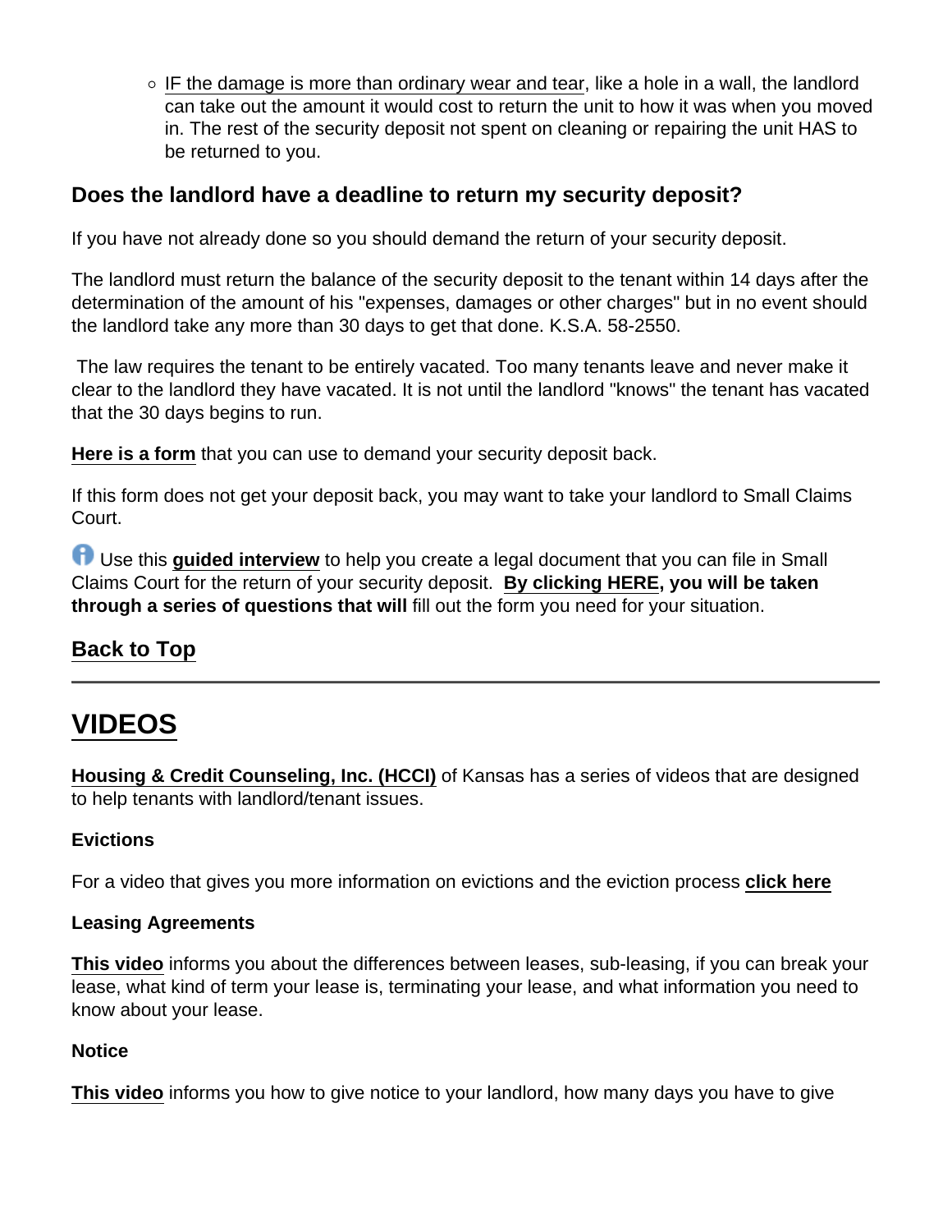- IF the damage is more than ordinary wear and tear, like a hole in a wall, the landlord can take out the amount it would cost to return the unit to how it was when you moved in. The rest of the security deposit not spent on cleaning or repairing the unit HAS to be returned to you.

## Does the landlord have a deadline to return my security deposit?

If you have not already done so you should demand the return of your security deposit.

The landlord must return the balance of the security deposit to the tenant within 14 days after the determination of the amount of his "expenses, damages or other charges" but in no event should the landlord take any more than 30 days to get that done. K.S.A. 58-2550.

The law requires the tenant to be entirely vacated. Too many tenants leave and never make it clear to the landlord they have vacated. It is not until the landlord "knows" the tenant has vacated that the 30 days begins to run.

**Here is a form** that you can use to demand your security deposit back.

If this form does not get your deposit back, you may want to take your landlord to Small Claims Court.

Use this **guided interview** to help you create a legal document that you can file in Small Claims Court for the return of your security deposit. **By clicking HERE, you will be taken through a series of questions that will** fill out the form you need for your situation.

**Back to Top**

---

# VIDEOS

**Housing & Credit Counseling, Inc. (HCCI)** of Kansas has a series of videos that are designed to help tenants with landlord/tenant issues.

**Evictions**

For a video that gives you more information on evictions and the eviction process **click here**

**Leasing Agreements**

**This video** informs you about the differences between leases, sub-leasing, if you can break your lease, what kind of term your lease is, terminating your lease, and what information you need to know about your lease.

**Notice**

**This video** informs you how to give notice to your landlord, how many days you have to give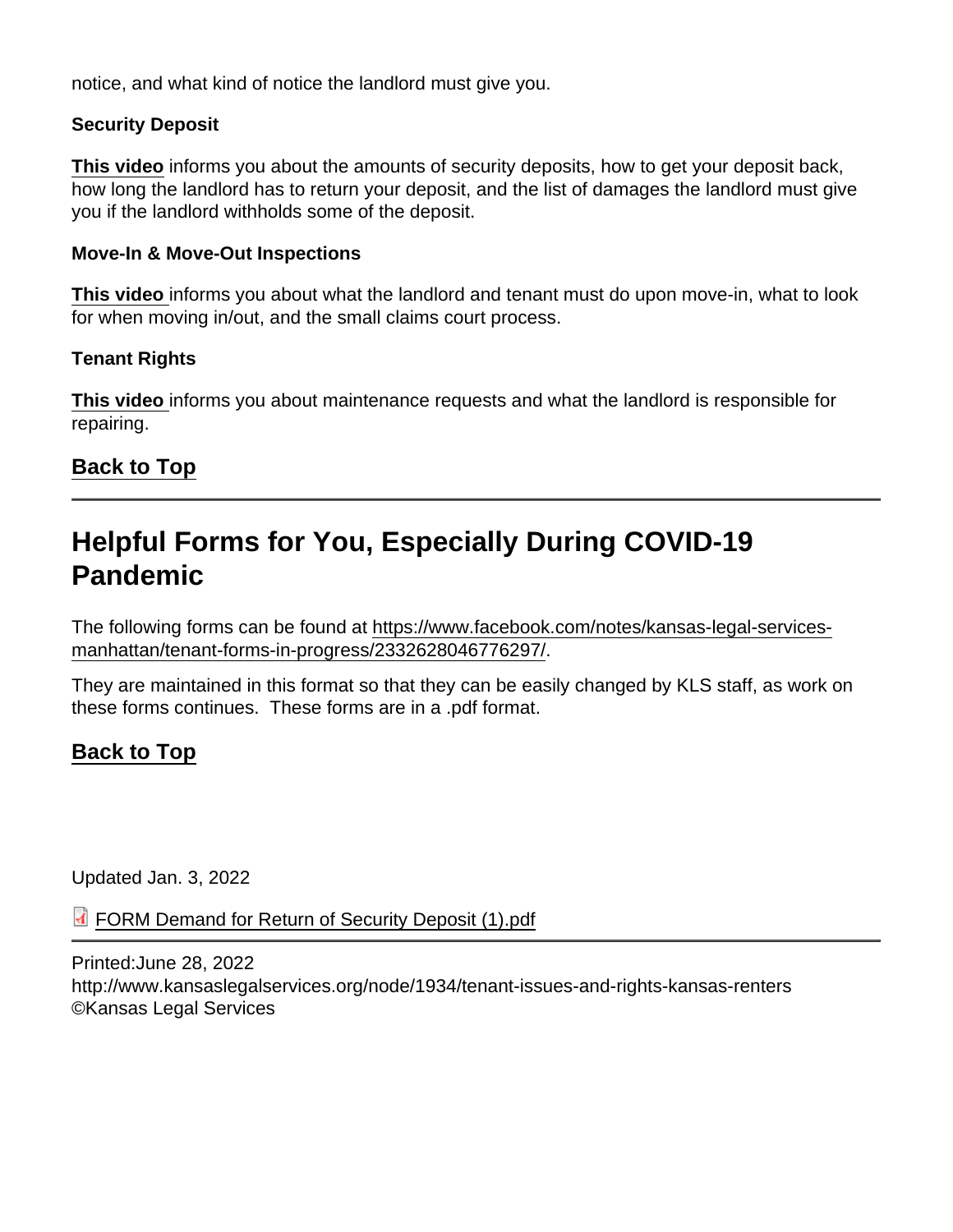notice, and what kind of notice the landlord must give you.

**Security Deposit**

**This video** informs you about the amounts of security deposits, how to get your deposit back, how long the landlord has to return your deposit, and the list of damages the landlord must give you if the landlord withholds some of the deposit.

**Move-In & Move-Out Inspections**

**This video** informs you about what the landlord and tenant must do upon move-in, what to look for when moving in/out, and the small claims court process.

**Tenant Rights**

**This video** informs you about maintenance requests and what the landlord is responsible for repairing.

Back to Top

## Helpful Forms for You, Especially During COVID-19 Pandemic

The following forms can be found at https://www.facebook.com/notes/kansas-legal-services-manhattan/tenant-forms-in-progress/2332628046776297/.

They are maintained in this format so that they can be easily changed by KLS staff, as work on these forms continues. These forms are in a .pdf format.

Back to Top

Updated Jan. 3, 2022

FORM Demand for Return of Security Deposit (1).pdf

Printed:June 28, 2022
http://www.kansaslegalservices.org/node/1934/tenant-issues-and-rights-kansas-renters
©Kansas Legal Services